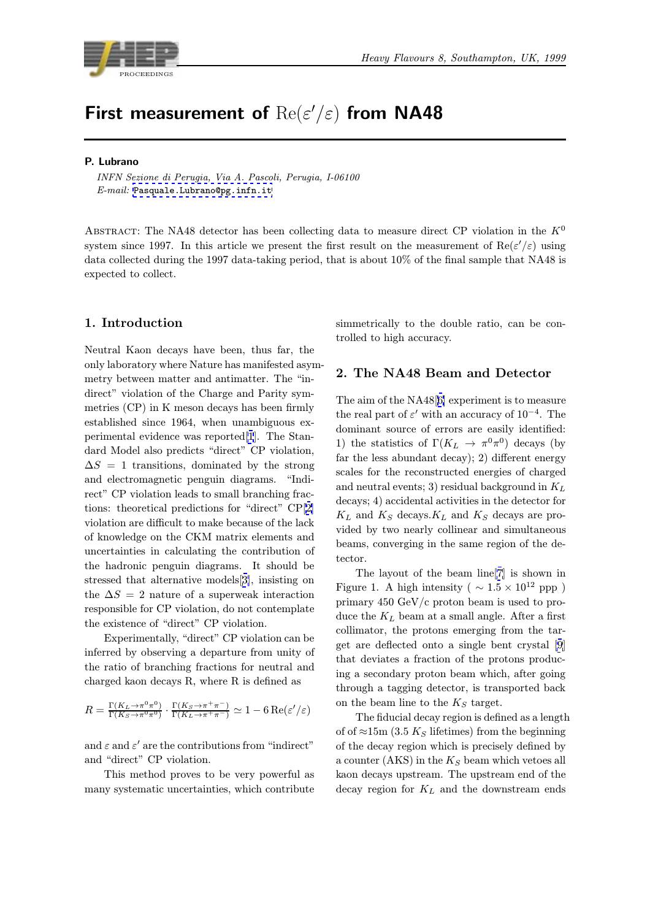# First measurement of $\mathrm{Re}(\varepsilon'/\varepsilon)$ from NA48

**P. Lubrano**

*INFN Sezione di Perugia, Via A. Pascoli, Perugia, I-06100*
*E-mail:* Pasquale.Lubrano@pg.infn.it

Abstract: The NA48 detector has been collecting data to measure direct CP violation in the $K^0$ system since 1997. In this article we present the first result on the measurement of $\mathrm{Re}(\varepsilon'/\varepsilon)$ using data collected during the 1997 data-taking period, that is about 10% of the final sample that NA48 is expected to collect.

## 1. Introduction

Neutral Kaon decays have been, thus far, the only laboratory where Nature has manifested asymmetry between matter and antimatter. The "indirect" violation of the Charge and Parity symmetries (CP) in K meson decays has been firmly established since 1964, when unambiguous experimental evidence was reported[1]. The Standard Model also predicts "direct" CP violation, $\Delta S = 1$ transitions, dominated by the strong and electromagnetic penguin diagrams. "Indirect" CP violation leads to small branching fractions: theoretical predictions for "direct" CP[2] violation are difficult to make because of the lack of knowledge on the CKM matrix elements and uncertainties in calculating the contribution of the hadronic penguin diagrams. It should be stressed that alternative models[3], insisting on the $\Delta S = 2$ nature of a superweak interaction responsible for CP violation, do not contemplate the existence of "direct" CP violation.

Experimentally, "direct" CP violation can be inferred by observing a departure from unity of the ratio of branching fractions for neutral and charged kaon decays R, where R is defined as

$$R = \frac{\Gamma(K_L\to\pi^0\pi^0)}{\Gamma(K_S\to\pi^0\pi^0)} \cdot \frac{\Gamma(K_S\to\pi^+\pi^-)}{\Gamma(K_L\to\pi^+\pi^-)} \simeq 1 - 6\,\mathrm{Re}(\varepsilon'/\varepsilon)$$

and $\varepsilon$ and $\varepsilon'$ are the contributions from "indirect" and "direct" CP violation.

This method proves to be very powerful as many systematic uncertainties, which contribute simmetrically to the double ratio, can be controlled to high accuracy.

## 2. The NA48 Beam and Detector

The aim of the NA48[6] experiment is to measure the real part of $\varepsilon'$ with an accuracy of $10^{-4}$. The dominant source of errors are easily identified: 1) the statistics of $\Gamma(K_L \to \pi^0\pi^0)$ decays (by far the less abundant decay); 2) different energy scales for the reconstructed energies of charged and neutral events; 3) residual background in $K_L$ decays; 4) accidental activities in the detector for $K_L$ and $K_S$ decays.$K_L$ and $K_S$ decays are provided by two nearly collinear and simultaneous beams, converging in the same region of the detector.

The layout of the beam line[7] is shown in Figure 1. A high intensity ( $\sim 1.5 \times 10^{12}$ ppp ) primary 450 GeV/c proton beam is used to produce the $K_L$ beam at a small angle. After a first collimator, the protons emerging from the target are deflected onto a single bent crystal [9] that deviates a fraction of the protons producing a secondary proton beam which, after going through a tagging detector, is transported back on the beam line to the $K_S$ target.

The fiducial decay region is defined as a length of of ≈15m (3.5 $K_S$ lifetimes) from the beginning of the decay region which is precisely defined by a counter (AKS) in the $K_S$ beam which vetoes all kaon decays upstream. The upstream end of the decay region for $K_L$ and the downstream ends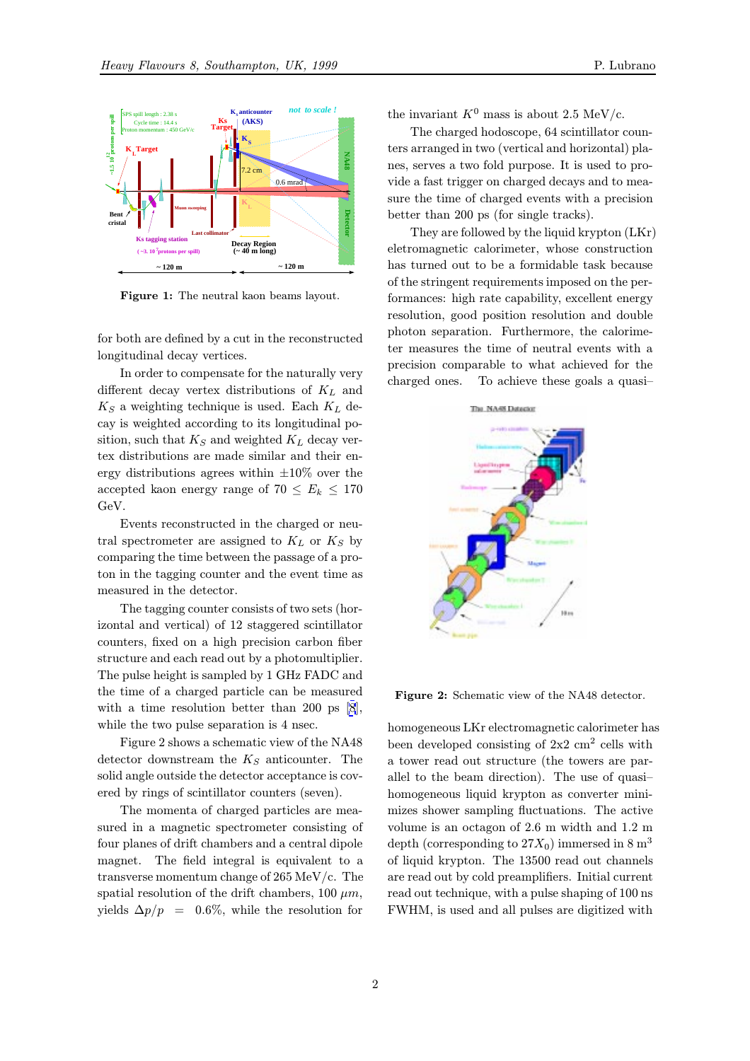Figure 1: The neutral kaon beams layout.

for both are defined by a cut in the reconstructed longitudinal decay vertices.

In order to compensate for the naturally very different decay vertex distributions of $K_L$ and $K_S$ a weighting technique is used. Each $K_L$ decay is weighted according to its longitudinal position, such that $K_S$ and weighted $K_L$ decay vertex distributions are made similar and their energy distributions agrees within $\pm 10\%$ over the accepted kaon energy range of $70 \leq E_k \leq 170$ GeV.

Events reconstructed in the charged or neutral spectrometer are assigned to $K_L$ or $K_S$ by comparing the time between the passage of a proton in the tagging counter and the event time as measured in the detector.

The tagging counter consists of two sets (horizontal and vertical) of 12 staggered scintillator counters, fixed on a high precision carbon fiber structure and each read out by a photomultiplier. The pulse height is sampled by 1 GHz FADC and the time of a charged particle can be measured with a time resolution better than 200 ps [8], while the two pulse separation is 4 nsec.

Figure 2 shows a schematic view of the NA48 detector downstream the $K_S$ anticounter. The solid angle outside the detector acceptance is covered by rings of scintillator counters (seven).

The momenta of charged particles are measured in a magnetic spectrometer consisting of four planes of drift chambers and a central dipole magnet. The field integral is equivalent to a transverse momentum change of 265 MeV/c. The spatial resolution of the drift chambers, 100 $\mu m$, yields $\Delta p/p = 0.6\%$, while the resolution for the invariant $K^0$ mass is about 2.5 MeV/c.

The charged hodoscope, 64 scintillator counters arranged in two (vertical and horizontal) planes, serves a two fold purpose. It is used to provide a fast trigger on charged decays and to measure the time of charged events with a precision better than 200 ps (for single tracks).

They are followed by the liquid krypton (LKr) eletromagnetic calorimeter, whose construction has turned out to be a formidable task because of the stringent requirements imposed on the performances: high rate capability, excellent energy resolution, good position resolution and double photon separation. Furthermore, the calorimeter measures the time of neutral events with a precision comparable to what achieved for the charged ones. To achieve these goals a quasi–homogeneous LKr electromagnetic calorimeter has been developed consisting of 2x2 cm$^2$ cells with a tower read out structure (the towers are parallel to the beam direction). The use of quasi–homogeneous liquid krypton as converter minimizes shower sampling fluctuations. The active volume is an octagon of 2.6 m width and 1.2 m depth (corresponding to $27X_0$) immersed in 8 m$^3$ of liquid krypton. The 13500 read out channels are read out by cold preamplifiers. Initial current read out technique, with a pulse shaping of 100 ns FWHM, is used and all pulses are digitized with

Figure 2: Schematic view of the NA48 detector.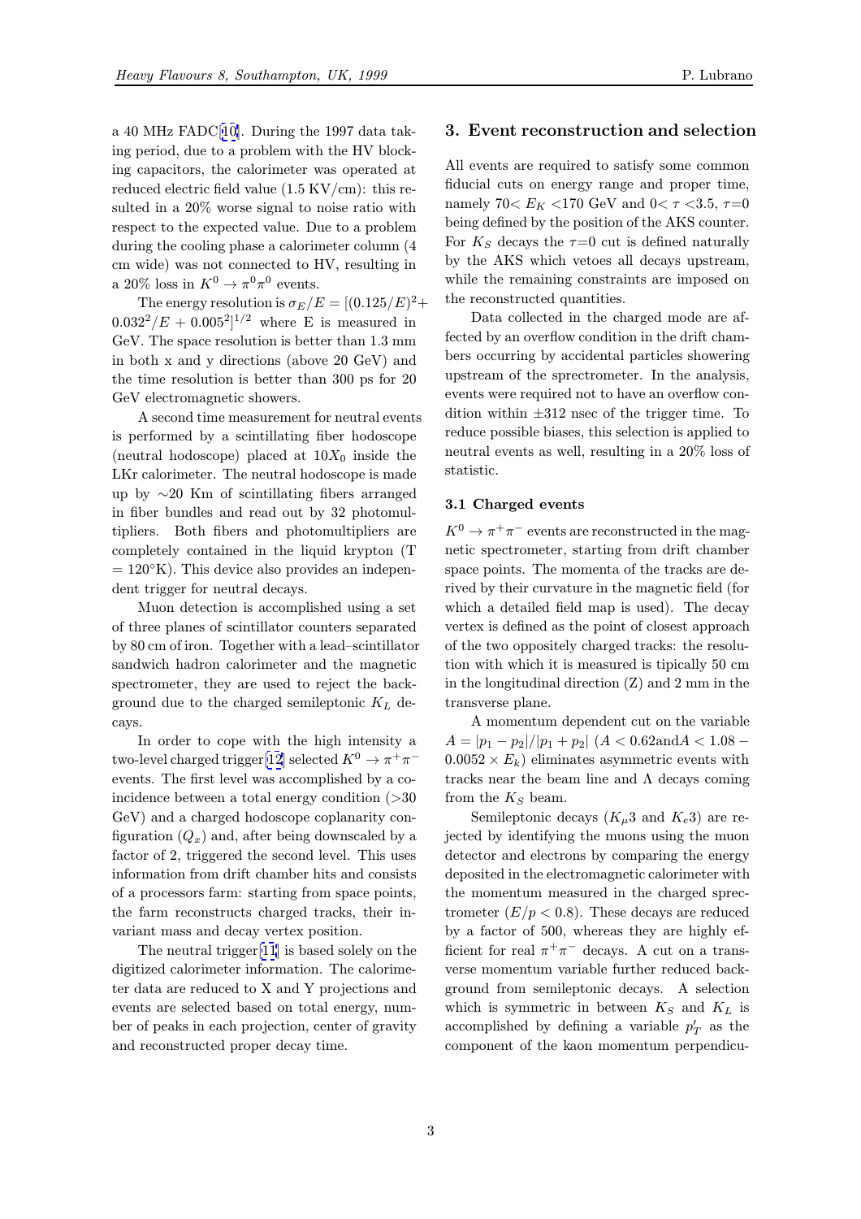a 40 MHz FADC[10]. During the 1997 data taking period, due to a problem with the HV blocking capacitors, the calorimeter was operated at reduced electric field value (1.5 KV/cm): this resulted in a 20% worse signal to noise ratio with respect to the expected value. Due to a problem during the cooling phase a calorimeter column (4 cm wide) was not connected to HV, resulting in a 20% loss in $K^0 \to \pi^0\pi^0$ events.

The energy resolution is $\sigma_E/E = [(0.125/E)^2 + 0.032^2/E + 0.005^2]^{1/2}$ where E is measured in GeV. The space resolution is better than 1.3 mm in both x and y directions (above 20 GeV) and the time resolution is better than 300 ps for 20 GeV electromagnetic showers.

A second time measurement for neutral events is performed by a scintillating fiber hodoscope (neutral hodoscope) placed at $10X_0$ inside the LKr calorimeter. The neutral hodoscope is made up by ∼20 Km of scintillating fibers arranged in fiber bundles and read out by 32 photomultipliers. Both fibers and photomultipliers are completely contained in the liquid krypton (T = 120°K). This device also provides an independent trigger for neutral decays.

Muon detection is accomplished using a set of three planes of scintillator counters separated by 80 cm of iron. Together with a lead–scintillator sandwich hadron calorimeter and the magnetic spectrometer, they are used to reject the background due to the charged semileptonic $K_L$ decays.

In order to cope with the high intensity a two-level charged trigger[12] selected $K^0 \to \pi^+\pi^-$ events. The first level was accomplished by a coincidence between a total energy condition (>30 GeV) and a charged hodoscope coplanarity configuration ($Q_x$) and, after being downscaled by a factor of 2, triggered the second level. This uses information from drift chamber hits and consists of a processors farm: starting from space points, the farm reconstructs charged tracks, their invariant mass and decay vertex position.

The neutral trigger[11] is based solely on the digitized calorimeter information. The calorimeter data are reduced to X and Y projections and events are selected based on total energy, number of peaks in each projection, center of gravity and reconstructed proper decay time.

## 3. Event reconstruction and selection

All events are required to satisfy some common fiducial cuts on energy range and proper time, namely $70 < E_K < 170$ GeV and $0 < \tau < 3.5$, $\tau=0$ being defined by the position of the AKS counter. For $K_S$ decays the $\tau=0$ cut is defined naturally by the AKS which vetoes all decays upstream, while the remaining constraints are imposed on the reconstructed quantities.

Data collected in the charged mode are affected by an overflow condition in the drift chambers occurring by accidental particles showering upstream of the sprectrometer. In the analysis, events were required not to have an overflow condition within ±312 nsec of the trigger time. To reduce possible biases, this selection is applied to neutral events as well, resulting in a 20% loss of statistic.

### 3.1 Charged events

$K^0 \to \pi^+\pi^-$ events are reconstructed in the magnetic spectrometer, starting from drift chamber space points. The momenta of the tracks are derived by their curvature in the magnetic field (for which a detailed field map is used). The decay vertex is defined as the point of closest approach of the two oppositely charged tracks: the resolution with which it is measured is typically 50 cm in the longitudinal direction (Z) and 2 mm in the transverse plane.

A momentum dependent cut on the variable $A = |p_1 - p_2|/|p_1 + p_2|$ ($A < 0.62$ and $A < 1.08 - 0.0052 \times E_k$) eliminates asymmetric events with tracks near the beam line and $\Lambda$ decays coming from the $K_S$ beam.

Semileptonic decays ($K_\mu 3$ and $K_e 3$) are rejected by identifying the muons using the muon detector and electrons by comparing the energy deposited in the electromagnetic calorimeter with the momentum measured in the charged sprectrometer ($E/p < 0.8$). These decays are reduced by a factor of 500, whereas they are highly efficient for real $\pi^+\pi^-$ decays. A cut on a transverse momentum variable further reduced background from semileptonic decays. A selection which is symmetric in between $K_S$ and $K_L$ is accomplished by defining a variable $p_T'$ as the component of the kaon momentum perpendicu-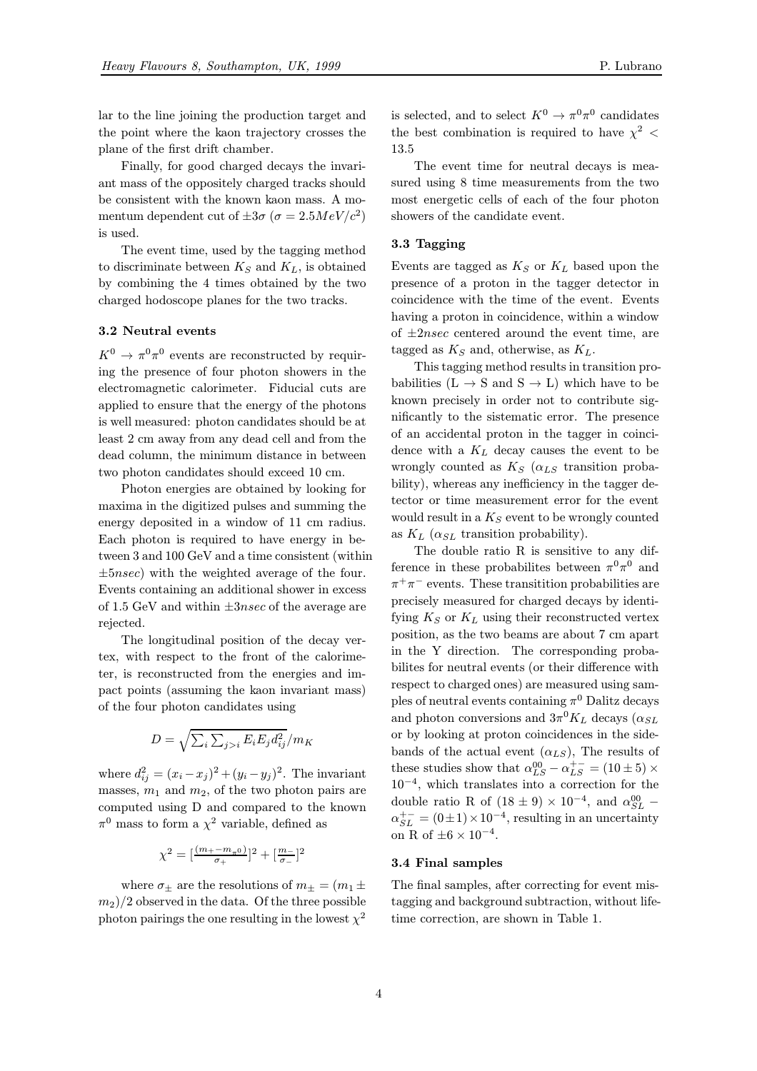lar to the line joining the production target and the point where the kaon trajectory crosses the plane of the first drift chamber.

Finally, for good charged decays the invariant mass of the oppositely charged tracks should be consistent with the known kaon mass. A momentum dependent cut of $\pm 3\sigma$ ($\sigma = 2.5 MeV/c^2$) is used.

The event time, used by the tagging method to discriminate between $K_S$ and $K_L$, is obtained by combining the 4 times obtained by the two charged hodoscope planes for the two tracks.

### 3.2 Neutral events

$K^0 \to \pi^0\pi^0$ events are reconstructed by requiring the presence of four photon showers in the electromagnetic calorimeter. Fiducial cuts are applied to ensure that the energy of the photons is well measured: photon candidates should be at least 2 cm away from any dead cell and from the dead column, the minimum distance in between two photon candidates should exceed 10 cm.

Photon energies are obtained by looking for maxima in the digitized pulses and summing the energy deposited in a window of 11 cm radius. Each photon is required to have energy in between 3 and 100 GeV and a time consistent (within $\pm 5 nsec$) with the weighted average of the four. Events containing an additional shower in excess of 1.5 GeV and within $\pm 3 nsec$ of the average are rejected.

The longitudinal position of the decay vertex, with respect to the front of the calorimeter, is reconstructed from the energies and impact points (assuming the kaon invariant mass) of the four photon candidates using

$$D = \sqrt{\sum_i \sum_{j>i} E_i E_j d_{ij}^2}/m_K$$

where $d_{ij}^2 = (x_i - x_j)^2 + (y_i - y_j)^2$. The invariant masses, $m_1$ and $m_2$, of the two photon pairs are computed using D and compared to the known $\pi^0$ mass to form a $\chi^2$ variable, defined as

$$\chi^2 = [\frac{(m_+ - m_{\pi^0})}{\sigma_+}]^2 + [\frac{m_-}{\sigma_-}]^2$$

where $\sigma_\pm$ are the resolutions of $m_\pm = (m_1 \pm m_2)/2$ observed in the data. Of the three possible photon pairings the one resulting in the lowest $\chi^2$ is selected, and to select $K^0 \to \pi^0\pi^0$ candidates the best combination is required to have $\chi^2 < 13.5$

The event time for neutral decays is measured using 8 time measurements from the two most energetic cells of each of the four photon showers of the candidate event.

### 3.3 Tagging

Events are tagged as $K_S$ or $K_L$ based upon the presence of a proton in the tagger detector in coincidence with the time of the event. Events having a proton in coincidence, within a window of $\pm 2 nsec$ centered around the event time, are tagged as $K_S$ and, otherwise, as $K_L$.

This tagging method results in transition probabilities (L $\to$ S and S $\to$ L) which have to be known precisely in order not to contribute significantly to the sistematic error. The presence of an accidental proton in the tagger in coincidence with a $K_L$ decay causes the event to be wrongly counted as $K_S$ ($\alpha_{LS}$ transition probability), whereas any inefficiency in the tagger detector or time measurement error for the event would result in a $K_S$ event to be wrongly counted as $K_L$ ($\alpha_{SL}$ transition probability).

The double ratio R is sensitive to any difference in these probabilites between $\pi^0\pi^0$ and $\pi^+\pi^-$ events. These transitition probabilities are precisely measured for charged decays by identifying $K_S$ or $K_L$ using their reconstructed vertex position, as the two beams are about 7 cm apart in the Y direction. The corresponding probabilites for neutral events (or their difference with respect to charged ones) are measured using samples of neutral events containing $\pi^0$ Dalitz decays and photon conversions and $3\pi^0 K_L$ decays ($\alpha_{SL}$ or by looking at proton coincidences in the sidebands of the actual event ($\alpha_{LS}$), The results of these studies show that $\alpha_{LS}^{00} - \alpha_{LS}^{+-} = (10 \pm 5) \times 10^{-4}$, which translates into a correction for the double ratio R of $(18 \pm 9) \times 10^{-4}$, and $\alpha_{SL}^{00} - \alpha_{SL}^{+-} = (0 \pm 1) \times 10^{-4}$, resulting in an uncertainty on R of $\pm 6 \times 10^{-4}$.

### 3.4 Final samples

The final samples, after correcting for event mistagging and background subtraction, without lifetime correction, are shown in Table 1.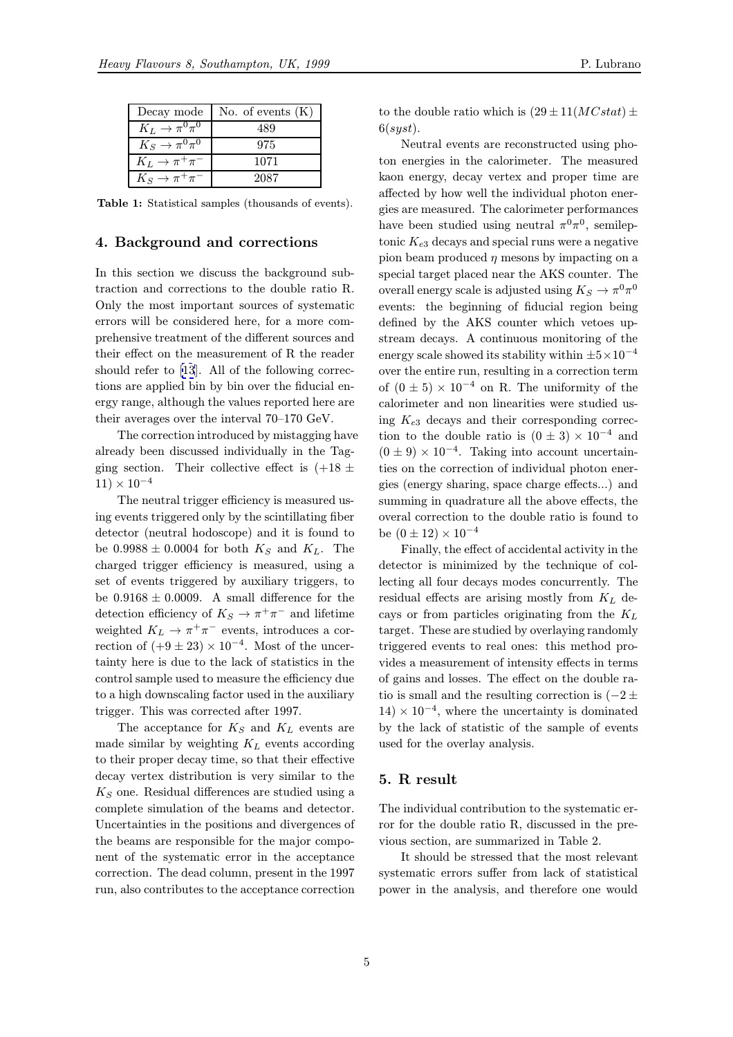| Decay mode | No. of events (K) |
| --- | --- |
| $K_L \to \pi^0\pi^0$ | 489 |
| $K_S \to \pi^0\pi^0$ | 975 |
| $K_L \to \pi^+\pi^-$ | 1071 |
| $K_S \to \pi^+\pi^-$ | 2087 |

**Table 1:** Statistical samples (thousands of events).

## 4. Background and corrections

In this section we discuss the background subtraction and corrections to the double ratio R. Only the most important sources of systematic errors will be considered here, for a more comprehensive treatment of the different sources and their effect on the measurement of R the reader should refer to [13]. All of the following corrections are applied bin by bin over the fiducial energy range, although the values reported here are their averages over the interval 70–170 GeV.

The correction introduced by mistagging have already been discussed individually in the Tagging section. Their collective effect is $(+18 \pm 11) \times 10^{-4}$

The neutral trigger efficiency is measured using events triggered only by the scintillating fiber detector (neutral hodoscope) and it is found to be $0.9988 \pm 0.0004$ for both $K_S$ and $K_L$. The charged trigger efficiency is measured, using a set of events triggered by auxiliary triggers, to be $0.9168 \pm 0.0009$. A small difference for the detection efficiency of $K_S \to \pi^+\pi^-$ and lifetime weighted $K_L \to \pi^+\pi^-$ events, introduces a correction of $(+9 \pm 23) \times 10^{-4}$. Most of the uncertainty here is due to the lack of statistics in the control sample used to measure the efficiency due to a high downscaling factor used in the auxiliary trigger. This was corrected after 1997.

The acceptance for $K_S$ and $K_L$ events are made similar by weighting $K_L$ events according to their proper decay time, so that their effective decay vertex distribution is very similar to the $K_S$ one. Residual differences are studied using a complete simulation of the beams and detector. Uncertainties in the positions and divergences of the beams are responsible for the major component of the systematic error in the acceptance correction. The dead column, present in the 1997 run, also contributes to the acceptance correction to the double ratio which is $(29 \pm 11(MCstat) \pm 6(syst)$.

Neutral events are reconstructed using photon energies in the calorimeter. The measured kaon energy, decay vertex and proper time are affected by how well the individual photon energies are measured. The calorimeter performances have been studied using neutral $\pi^0\pi^0$, semileptonic $K_{e3}$ decays and special runs were a negative pion beam produced $\eta$ mesons by impacting on a special target placed near the AKS counter. The overall energy scale is adjusted using $K_S \to \pi^0\pi^0$ events: the beginning of fiducial region being defined by the AKS counter which vetoes upstream decays. A continuous monitoring of the energy scale showed its stability within $\pm 5 \times 10^{-4}$ over the entire run, resulting in a correction term of $(0 \pm 5) \times 10^{-4}$ on R. The uniformity of the calorimeter and non linearities were studied using $K_{e3}$ decays and their corresponding correction to the double ratio is $(0 \pm 3) \times 10^{-4}$ and $(0 \pm 9) \times 10^{-4}$. Taking into account uncertainties on the correction of individual photon energies (energy sharing, space charge effects...) and summing in quadrature all the above effects, the overal correction to the double ratio is found to be $(0 \pm 12) \times 10^{-4}$

Finally, the effect of accidental activity in the detector is minimized by the technique of collecting all four decays modes concurrently. The residual effects are arising mostly from $K_L$ decays or from particles originating from the $K_L$ target. These are studied by overlaying randomly triggered events to real ones: this method provides a measurement of intensity effects in terms of gains and losses. The effect on the double ratio is small and the resulting correction is $(-2 \pm 14) \times 10^{-4}$, where the uncertainty is dominated by the lack of statistic of the sample of events used for the overlay analysis.

## 5. R result

The individual contribution to the systematic error for the double ratio R, discussed in the previous section, are summarized in Table 2.

It should be stressed that the most relevant systematic errors suffer from lack of statistical power in the analysis, and therefore one would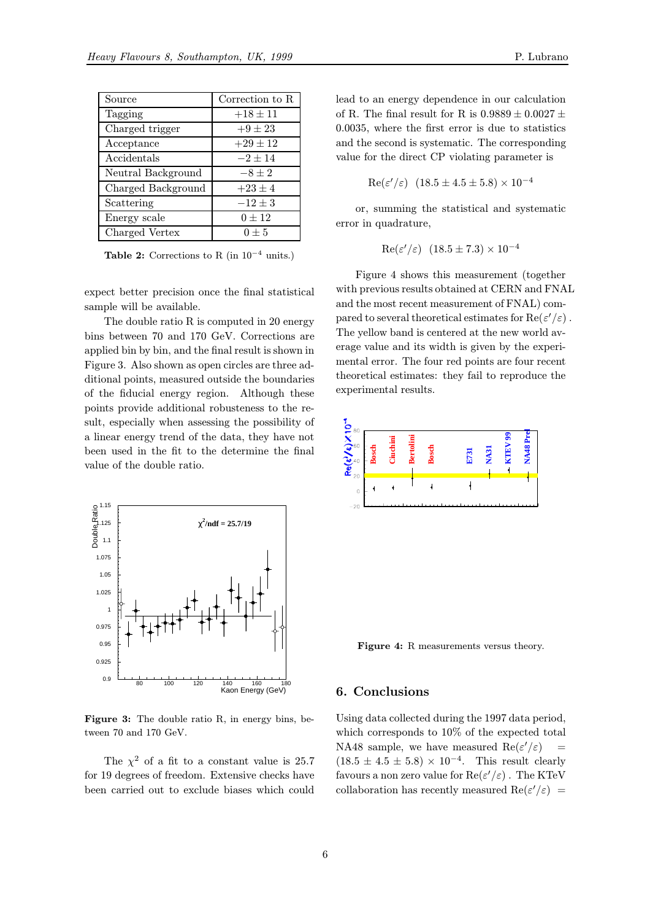| Source | Correction to R |
|---|---|
| Tagging | $+18 \pm 11$ |
| Charged trigger | $+9 \pm 23$ |
| Acceptance | $+29 \pm 12$ |
| Accidentals | $-2 \pm 14$ |
| Neutral Background | $-8 \pm 2$ |
| Charged Background | $+23 \pm 4$ |
| Scattering | $-12 \pm 3$ |
| Energy scale | $0 \pm 12$ |
| Charged Vertex | $0 \pm 5$ |

**Table 2:** Corrections to R (in $10^{-4}$ units.)

expect better precision once the final statistical sample will be available.

The double ratio R is computed in 20 energy bins between 70 and 170 GeV. Corrections are applied bin by bin, and the final result is shown in Figure 3. Also shown as open circles are three additional points, measured outside the boundaries of the fiducial energy region. Although these points provide additional robustness to the result, especially when assessing the possibility of a linear energy trend of the data, they have not been used in the fit to the determine the final value of the double ratio.

**Figure 3:** The double ratio R, in energy bins, between 70 and 170 GeV.

The $\chi^2$ of a fit to a constant value is 25.7 for 19 degrees of freedom. Extensive checks have been carried out to exclude biases which could lead to an energy dependence in our calculation of R. The final result for R is $0.9889 \pm 0.0027 \pm 0.0035$, where the first error is due to statistics and the second is systematic. The corresponding value for the direct CP violating parameter is

$$\mathrm{Re}(\varepsilon'/\varepsilon) \quad (18.5 \pm 4.5 \pm 5.8) \times 10^{-4}$$

or, summing the statistical and systematic error in quadrature,

$$\mathrm{Re}(\varepsilon'/\varepsilon) \quad (18.5 \pm 7.3) \times 10^{-4}$$

Figure 4 shows this measurement (together with previous results obtained at CERN and FNAL and the most recent measurement of FNAL) compared to several theoretical estimates for $\mathrm{Re}(\varepsilon'/\varepsilon)$ . The yellow band is centered at the new world average value and its width is given by the experimental error. The four red points are four recent theoretical estimates: they fail to reproduce the experimental results.

**Figure 4:** R measurements versus theory.

## 6. Conclusions

Using data collected during the 1997 data period, which corresponds to 10% of the expected total NA48 sample, we have measured $\mathrm{Re}(\varepsilon'/\varepsilon) = (18.5 \pm 4.5 \pm 5.8) \times 10^{-4}$. This result clearly favours a non zero value for $\mathrm{Re}(\varepsilon'/\varepsilon)$ . The KTeV collaboration has recently measured $\mathrm{Re}(\varepsilon'/\varepsilon) =$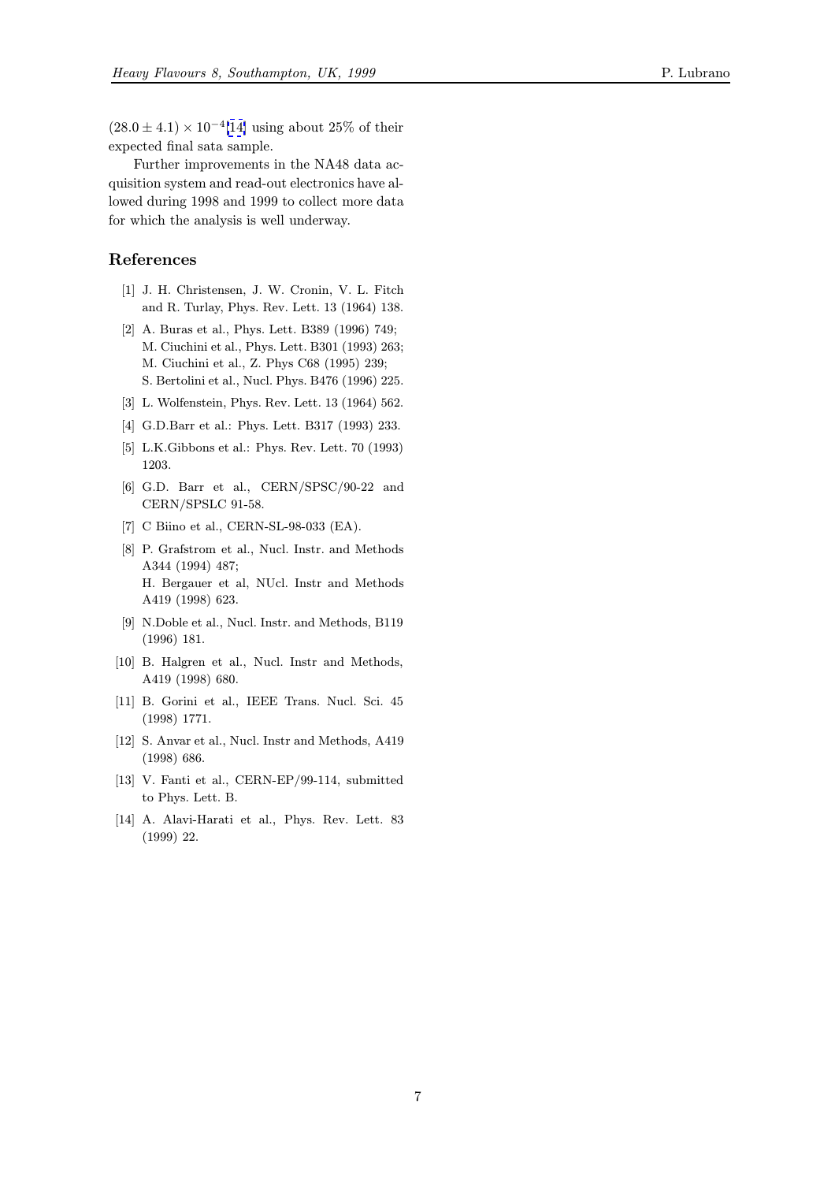$(28.0 \pm 4.1) \times 10^{-4}$[14] using about 25% of their expected final sata sample.

Further improvements in the NA48 data acquisition system and read-out electronics have allowed during 1998 and 1999 to collect more data for which the analysis is well underway.

## References

[1] J. H. Christensen, J. W. Cronin, V. L. Fitch and R. Turlay, Phys. Rev. Lett. 13 (1964) 138.

[2] A. Buras et al., Phys. Lett. B389 (1996) 749; M. Ciuchini et al., Phys. Lett. B301 (1993) 263; M. Ciuchini et al., Z. Phys C68 (1995) 239; S. Bertolini et al., Nucl. Phys. B476 (1996) 225.

[3] L. Wolfenstein, Phys. Rev. Lett. 13 (1964) 562.

[4] G.D.Barr et al.: Phys. Lett. B317 (1993) 233.

[5] L.K.Gibbons et al.: Phys. Rev. Lett. 70 (1993) 1203.

[6] G.D. Barr et al., CERN/SPSC/90-22 and CERN/SPSLC 91-58.

[7] C Biino et al., CERN-SL-98-033 (EA).

[8] P. Grafstrom et al., Nucl. Instr. and Methods A344 (1994) 487; H. Bergauer et al, NUcl. Instr and Methods A419 (1998) 623.

[9] N.Doble et al., Nucl. Instr. and Methods, B119 (1996) 181.

[10] B. Halgren et al., Nucl. Instr and Methods, A419 (1998) 680.

[11] B. Gorini et al., IEEE Trans. Nucl. Sci. 45 (1998) 1771.

[12] S. Anvar et al., Nucl. Instr and Methods, A419 (1998) 686.

[13] V. Fanti et al., CERN-EP/99-114, submitted to Phys. Lett. B.

[14] A. Alavi-Harati et al., Phys. Rev. Lett. 83 (1999) 22.